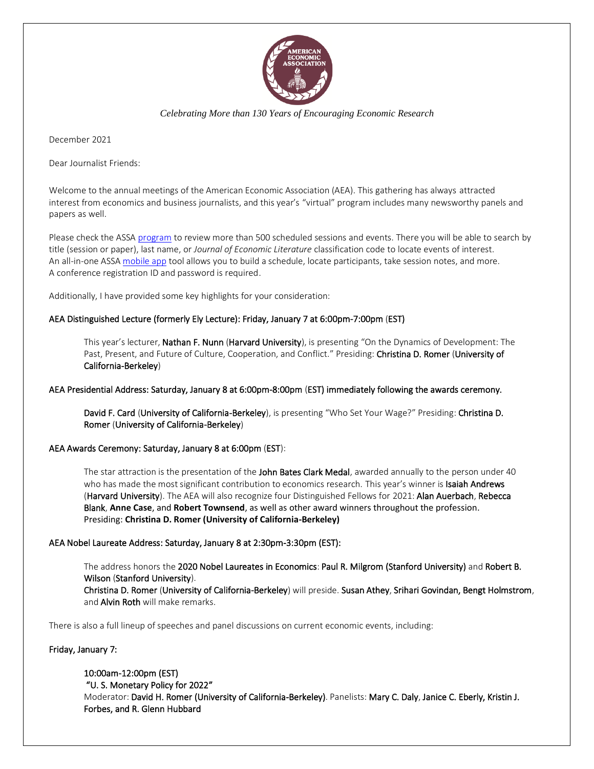*Celebrating More than 130 Years of Encouraging Economic Research*

December 2021

Dear Journalist Friends:

Welcome to the annual meetings of the American Economic Association (AEA). This gathering has always attracted interest from economics and business journalists, and this year's "virtual" program includes many newsworthy panels and papers as well.

Please check the ASSA program to review more than 500 scheduled sessions and events. There you will be able to search by title (session or paper), last name, or *Journal of Economic Literature* classification code to locate events of interest. An all-in-one ASSA mobile app tool allows you to build a schedule, locate participants, take session notes, and more. A conference registration ID and password is required.

Additionally, I have provided some key highlights for your consideration:

**AEA Distinguished Lecture (formerly Ely Lecture): Friday, January 7 at 6:00pm-7:00pm (EST)**

> This year's lecturer, **Nathan F. Nunn** (**Harvard University**), is presenting "On the Dynamics of Development: The Past, Present, and Future of Culture, Cooperation, and Conflict." Presiding: **Christina D. Romer** (**University of California-Berkeley**)

**AEA Presidential Address: Saturday, January 8 at 6:00pm-8:00pm (EST) immediately following the awards ceremony.**

> **David F. Card** (**University of California-Berkeley**), is presenting "Who Set Your Wage?" Presiding: **Christina D. Romer** (**University of California-Berkeley**)

**AEA Awards Ceremony: Saturday, January 8 at 6:00pm (EST):**

> The star attraction is the presentation of the **John Bates Clark Medal**, awarded annually to the person under 40 who has made the most significant contribution to economics research. This year's winner is **Isaiah Andrews** (**Harvard University**). The AEA will also recognize four Distinguished Fellows for 2021: **Alan Auerbach**, **Rebecca Blank**, **Anne Case**, and **Robert Townsend**, as well as other award winners throughout the profession. Presiding: **Christina D. Romer (University of California-Berkeley)**

**AEA Nobel Laureate Address: Saturday, January 8 at 2:30pm-3:30pm (EST):**

> The address honors the **2020 Nobel Laureates in Economics**: **Paul R. Milgrom (Stanford University)** and **Robert B. Wilson** (**Stanford University**).
> **Christina D. Romer** (**University of California-Berkeley**) will preside. **Susan Athey**, **Srihari Govindan, Bengt Holmstrom**, and **Alvin Roth** will make remarks.

There is also a full lineup of speeches and panel discussions on current economic events, including:

**Friday, January 7:**

> **10:00am-12:00pm (EST)**
> **"U. S. Monetary Policy for 2022"**
> Moderator: **David H. Romer (University of California-Berkeley)**. Panelists: **Mary C. Daly**, **Janice C. Eberly, Kristin J. Forbes, and R. Glenn Hubbard**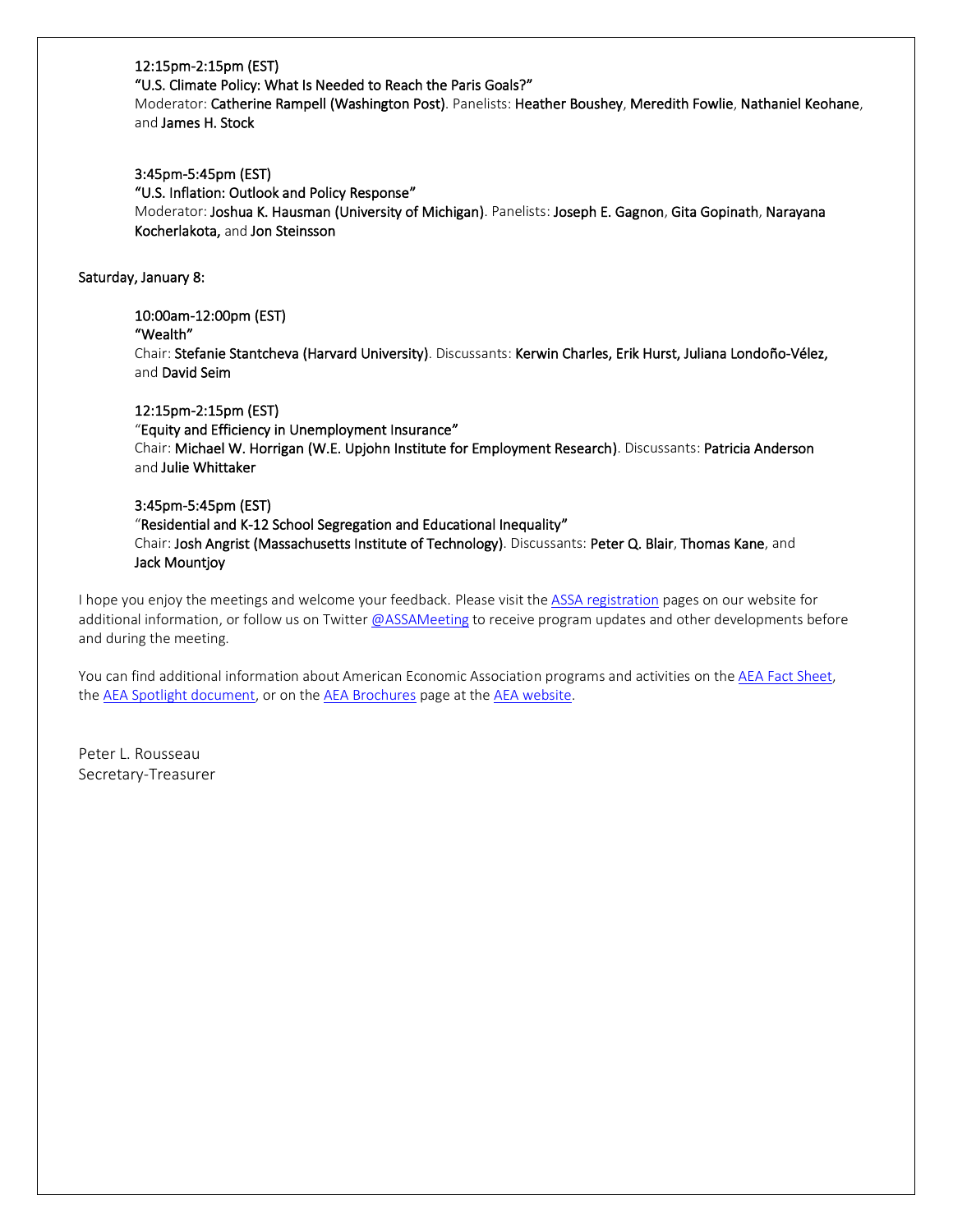12:15pm-2:15pm (EST)
"U.S. Climate Policy: What Is Needed to Reach the Paris Goals?"
Moderator: **Catherine Rampell (Washington Post)**. Panelists: **Heather Boushey**, **Meredith Fowlie**, **Nathaniel Keohane**, and **James H. Stock**

3:45pm-5:45pm (EST)
"U.S. Inflation: Outlook and Policy Response"
Moderator: **Joshua K. Hausman (University of Michigan)**. Panelists: **Joseph E. Gagnon**, **Gita Gopinath**, **Narayana Kocherlakota,** and **Jon Steinsson**

Saturday, January 8:

10:00am-12:00pm (EST)
"Wealth"
Chair: **Stefanie Stantcheva (Harvard University)**. Discussants: **Kerwin Charles, Erik Hurst, Juliana Londoño-Vélez,** and **David Seim**

12:15pm-2:15pm (EST)
"Equity and Efficiency in Unemployment Insurance"
Chair: **Michael W. Horrigan (W.E. Upjohn Institute for Employment Research)**. Discussants: **Patricia Anderson** and **Julie Whittaker**

3:45pm-5:45pm (EST)
"Residential and K-12 School Segregation and Educational Inequality"
Chair: **Josh Angrist (Massachusetts Institute of Technology)**. Discussants: **Peter Q. Blair**, **Thomas Kane**, and **Jack Mountjoy**

I hope you enjoy the meetings and welcome your feedback. Please visit the ASSA registration pages on our website for additional information, or follow us on Twitter @ASSAMeeting to receive program updates and other developments before and during the meeting.

You can find additional information about American Economic Association programs and activities on the AEA Fact Sheet, the AEA Spotlight document, or on the AEA Brochures page at the AEA website.

Peter L. Rousseau
Secretary-Treasurer